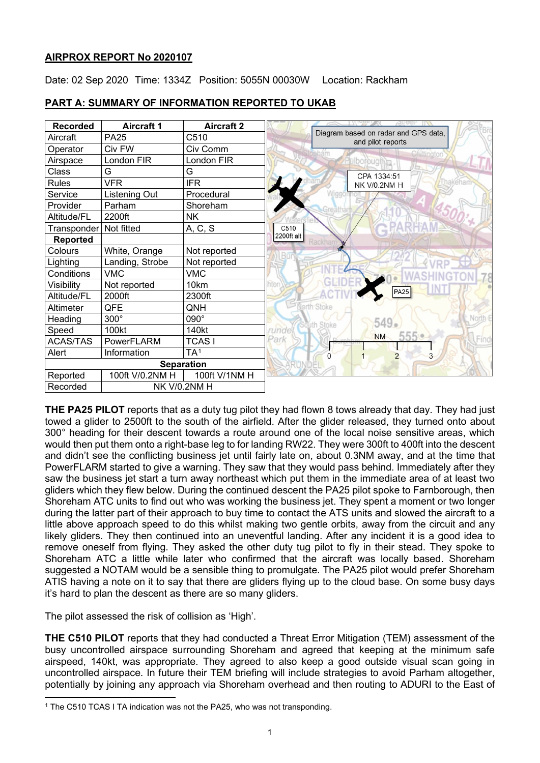# AIRPROX REPORT No 2020107

Date: 02 Sep 2020 Time: 1334Z Position: 5055N 00030W Location: Rackham

## PART A: SUMMARY OF INFORMATION REPORTED TO UKAB

| Recorded | Aircraft 1 | Aircraft 2 |
|---|---|---|
| Aircraft | PA25 | C510 |
| Operator | Civ FW | Civ Comm |
| Airspace | London FIR | London FIR |
| Class | G | G |
| Rules | VFR | IFR |
| Service | Listening Out | Procedural |
| Provider | Parham | Shoreham |
| Altitude/FL | 2200ft | NK |
| Transponder | Not fitted | A, C, S |
| **Reported** | | |
| Colours | White, Orange | Not reported |
| Lighting | Landing, Strobe | Not reported |
| Conditions | VMC | VMC |
| Visibility | Not reported | 10km |
| Altitude/FL | 2000ft | 2300ft |
| Altimeter | QFE | QNH |
| Heading | 300° | 090° |
| Speed | 100kt | 140kt |
| ACAS/TAS | PowerFLARM | TCAS I |
| Alert | Information | TA[1] |
| **Separation** | | |
| Reported | 100ft V/0.2NM H | 100ft V/1NM H |
| Recorded | NK V/0.2NM H | |

Diagram based on radar and GPS data, and pilot reports

**THE PA25 PILOT** reports that as a duty tug pilot they had flown 8 tows already that day. They had just towed a glider to 2500ft to the south of the airfield. After the glider released, they turned onto about 300° heading for their descent towards a route around one of the local noise sensitive areas, which would then put them onto a right-base leg to for landing RW22. They were 300ft to 400ft into the descent and didn't see the conflicting business jet until fairly late on, about 0.3NM away, and at the time that PowerFLARM started to give a warning. They saw that they would pass behind. Immediately after they saw the business jet start a turn away northeast which put them in the immediate area of at least two gliders which they flew below. During the continued descent the PA25 pilot spoke to Farnborough, then Shoreham ATC units to find out who was working the business jet. They spent a moment or two longer during the latter part of their approach to buy time to contact the ATS units and slowed the aircraft to a little above approach speed to do this whilst making two gentle orbits, away from the circuit and any likely gliders. They then continued into an uneventful landing. After any incident it is a good idea to remove oneself from flying. They asked the other duty tug pilot to fly in their stead. They spoke to Shoreham ATC a little while later who confirmed that the aircraft was locally based. Shoreham suggested a NOTAM would be a sensible thing to promulgate. The PA25 pilot would prefer Shoreham ATIS having a note on it to say that there are gliders flying up to the cloud base. On some busy days it's hard to plan the descent as there are so many gliders.

The pilot assessed the risk of collision as 'High'.

**THE C510 PILOT** reports that they had conducted a Threat Error Mitigation (TEM) assessment of the busy uncontrolled airspace surrounding Shoreham and agreed that keeping at the minimum safe airspeed, 140kt, was appropriate. They agreed to also keep a good outside visual scan going in uncontrolled airspace. In future their TEM briefing will include strategies to avoid Parham altogether, potentially by joining any approach via Shoreham overhead and then routing to ADURI to the East of

[1] The C510 TCAS I TA indication was not the PA25, who was not transponding.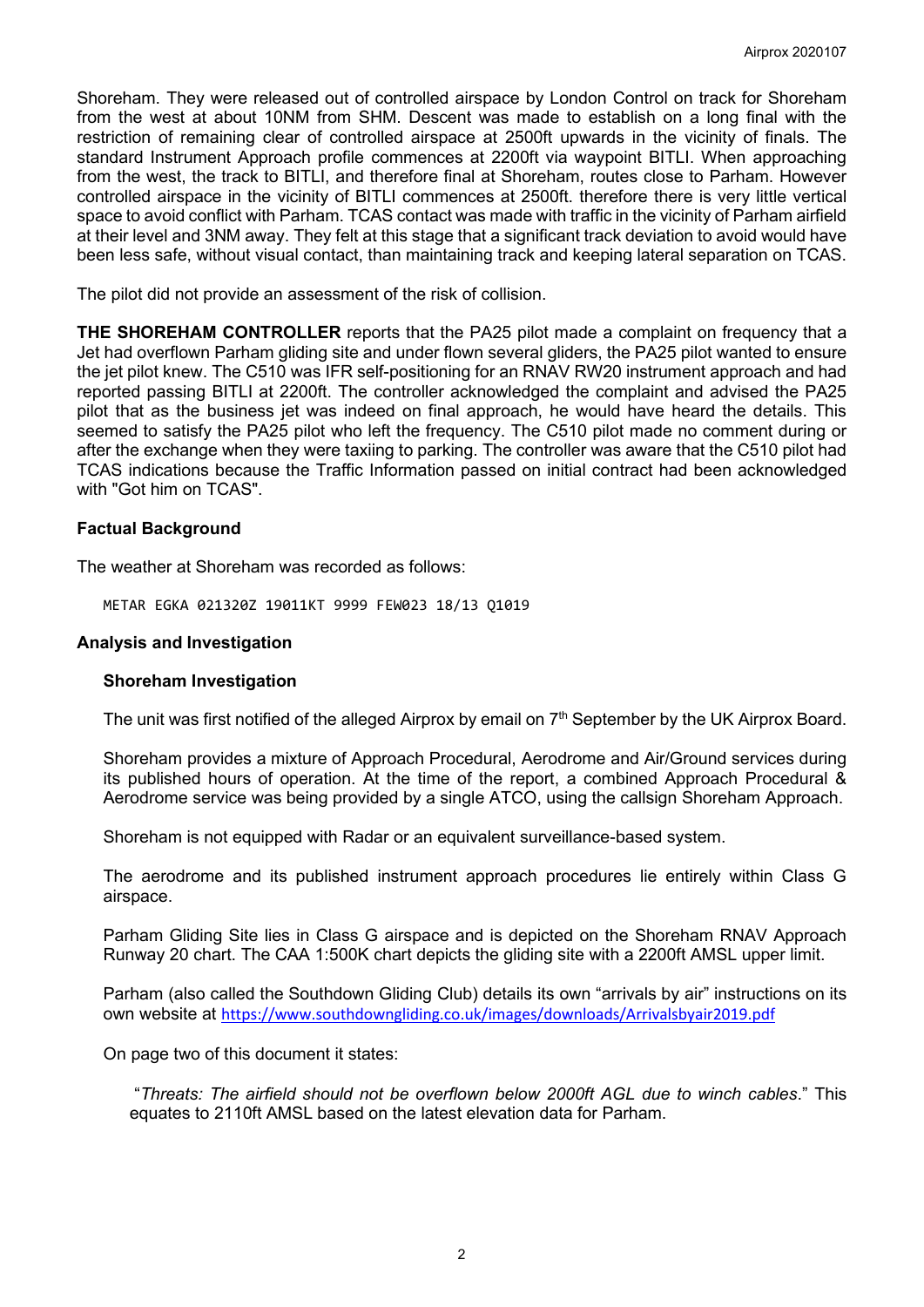Shoreham. They were released out of controlled airspace by London Control on track for Shoreham from the west at about 10NM from SHM. Descent was made to establish on a long final with the restriction of remaining clear of controlled airspace at 2500ft upwards in the vicinity of finals. The standard Instrument Approach profile commences at 2200ft via waypoint BITLI. When approaching from the west, the track to BITLI, and therefore final at Shoreham, routes close to Parham. However controlled airspace in the vicinity of BITLI commences at 2500ft. therefore there is very little vertical space to avoid conflict with Parham. TCAS contact was made with traffic in the vicinity of Parham airfield at their level and 3NM away. They felt at this stage that a significant track deviation to avoid would have been less safe, without visual contact, than maintaining track and keeping lateral separation on TCAS.

The pilot did not provide an assessment of the risk of collision.

**THE SHOREHAM CONTROLLER** reports that the PA25 pilot made a complaint on frequency that a Jet had overflown Parham gliding site and under flown several gliders, the PA25 pilot wanted to ensure the jet pilot knew. The C510 was IFR self-positioning for an RNAV RW20 instrument approach and had reported passing BITLI at 2200ft. The controller acknowledged the complaint and advised the PA25 pilot that as the business jet was indeed on final approach, he would have heard the details. This seemed to satisfy the PA25 pilot who left the frequency. The C510 pilot made no comment during or after the exchange when they were taxiing to parking. The controller was aware that the C510 pilot had TCAS indications because the Traffic Information passed on initial contract had been acknowledged with "Got him on TCAS".

### Factual Background

The weather at Shoreham was recorded as follows:

```
METAR EGKA 021320Z 19011KT 9999 FEW023 18/13 Q1019
```

### Analysis and Investigation

#### Shoreham Investigation

The unit was first notified of the alleged Airprox by email on 7th September by the UK Airprox Board.

Shoreham provides a mixture of Approach Procedural, Aerodrome and Air/Ground services during its published hours of operation. At the time of the report, a combined Approach Procedural & Aerodrome service was being provided by a single ATCO, using the callsign Shoreham Approach.

Shoreham is not equipped with Radar or an equivalent surveillance-based system.

The aerodrome and its published instrument approach procedures lie entirely within Class G airspace.

Parham Gliding Site lies in Class G airspace and is depicted on the Shoreham RNAV Approach Runway 20 chart. The CAA 1:500K chart depicts the gliding site with a 2200ft AMSL upper limit.

Parham (also called the Southdown Gliding Club) details its own "arrivals by air" instructions on its own website at https://www.southdowngliding.co.uk/images/downloads/Arrivalsbyair2019.pdf

On page two of this document it states:

> "*Threats: The airfield should not be overflown below 2000ft AGL due to winch cables*." This equates to 2110ft AMSL based on the latest elevation data for Parham.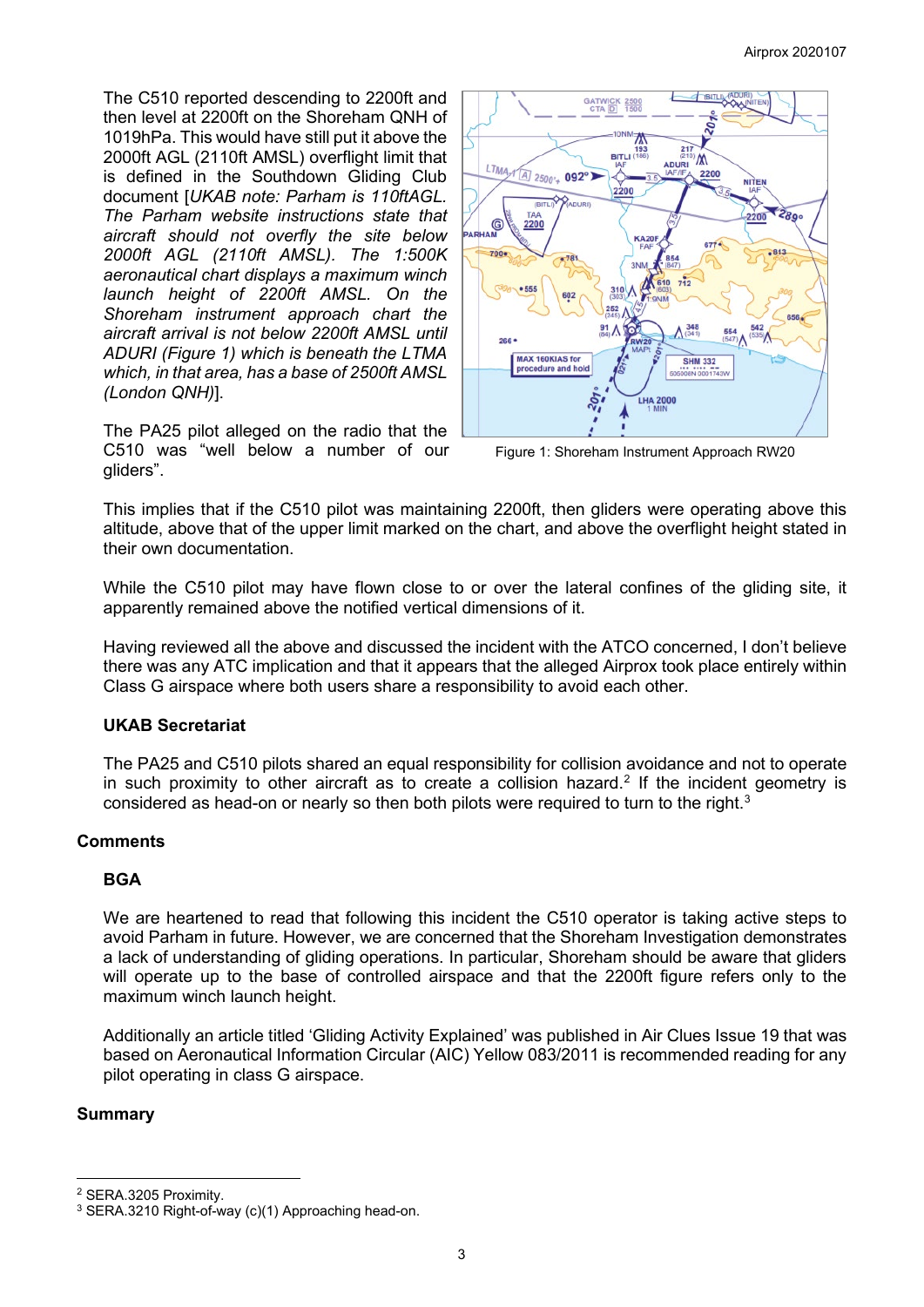The C510 reported descending to 2200ft and then level at 2200ft on the Shoreham QNH of 1019hPa. This would have still put it above the 2000ft AGL (2110ft AMSL) overflight limit that is defined in the Southdown Gliding Club document [*UKAB note: Parham is 110ftAGL. The Parham website instructions state that aircraft should not overfly the site below 2000ft AGL (2110ft AMSL). The 1:500K aeronautical chart displays a maximum winch launch height of 2200ft AMSL. On the Shoreham instrument approach chart the aircraft arrival is not below 2200ft AMSL until ADURI (Figure 1) which is beneath the LTMA which, in that area, has a base of 2500ft AMSL (London QNH)*].

The PA25 pilot alleged on the radio that the C510 was "well below a number of our gliders".

Figure 1: Shoreham Instrument Approach RW20

This implies that if the C510 pilot was maintaining 2200ft, then gliders were operating above this altitude, above that of the upper limit marked on the chart, and above the overflight height stated in their own documentation.

While the C510 pilot may have flown close to or over the lateral confines of the gliding site, it apparently remained above the notified vertical dimensions of it.

Having reviewed all the above and discussed the incident with the ATCO concerned, I don't believe there was any ATC implication and that it appears that the alleged Airprox took place entirely within Class G airspace where both users share a responsibility to avoid each other.

### UKAB Secretariat

The PA25 and C510 pilots shared an equal responsibility for collision avoidance and not to operate in such proximity to other aircraft as to create a collision hazard.[2] If the incident geometry is considered as head-on or nearly so then both pilots were required to turn to the right.[3]

## Comments

### BGA

We are heartened to read that following this incident the C510 operator is taking active steps to avoid Parham in future. However, we are concerned that the Shoreham Investigation demonstrates a lack of understanding of gliding operations. In particular, Shoreham should be aware that gliders will operate up to the base of controlled airspace and that the 2200ft figure refers only to the maximum winch launch height.

Additionally an article titled 'Gliding Activity Explained' was published in Air Clues Issue 19 that was based on Aeronautical Information Circular (AIC) Yellow 083/2011 is recommended reading for any pilot operating in class G airspace.

## Summary

[2] SERA.3205 Proximity.
[3] SERA.3210 Right-of-way (c)(1) Approaching head-on.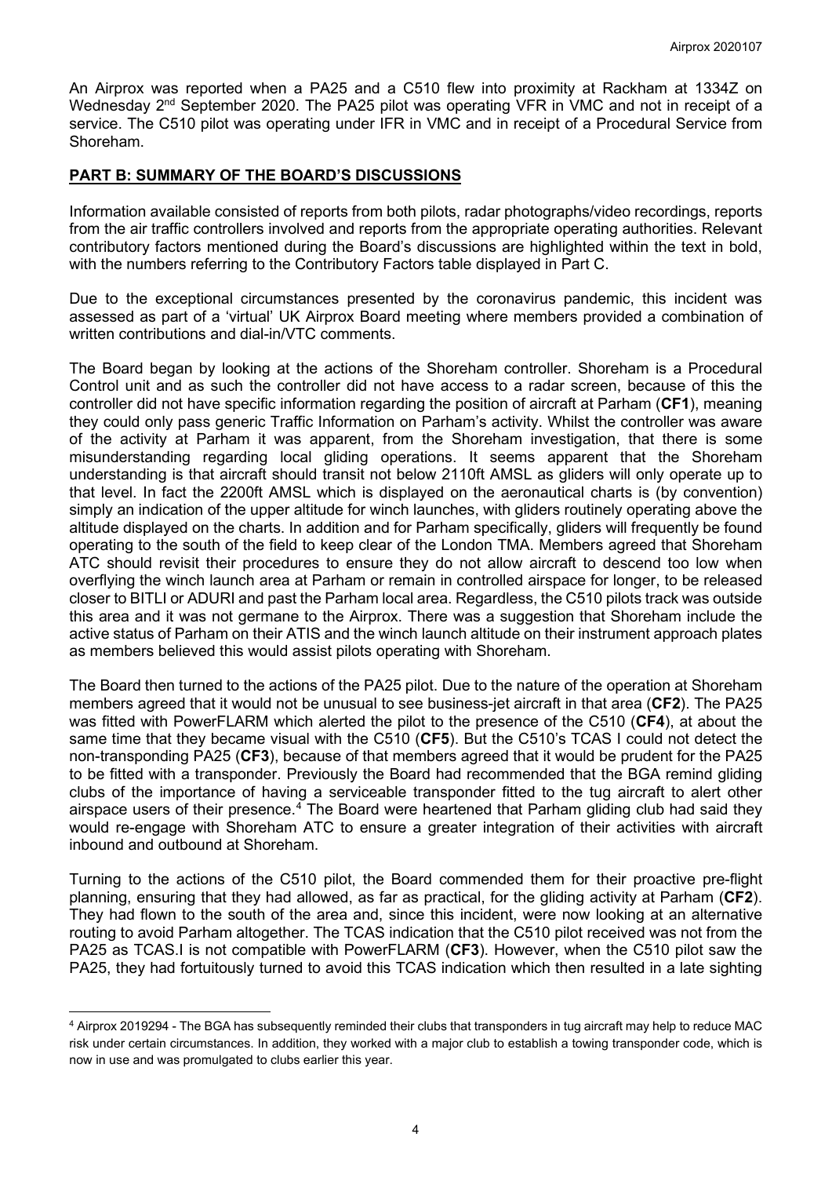An Airprox was reported when a PA25 and a C510 flew into proximity at Rackham at 1334Z on Wednesday 2nd September 2020. The PA25 pilot was operating VFR in VMC and not in receipt of a service. The C510 pilot was operating under IFR in VMC and in receipt of a Procedural Service from Shoreham.

## PART B: SUMMARY OF THE BOARD'S DISCUSSIONS

Information available consisted of reports from both pilots, radar photographs/video recordings, reports from the air traffic controllers involved and reports from the appropriate operating authorities. Relevant contributory factors mentioned during the Board's discussions are highlighted within the text in bold, with the numbers referring to the Contributory Factors table displayed in Part C.

Due to the exceptional circumstances presented by the coronavirus pandemic, this incident was assessed as part of a 'virtual' UK Airprox Board meeting where members provided a combination of written contributions and dial-in/VTC comments.

The Board began by looking at the actions of the Shoreham controller. Shoreham is a Procedural Control unit and as such the controller did not have access to a radar screen, because of this the controller did not have specific information regarding the position of aircraft at Parham (**CF1**), meaning they could only pass generic Traffic Information on Parham's activity. Whilst the controller was aware of the activity at Parham it was apparent, from the Shoreham investigation, that there is some misunderstanding regarding local gliding operations. It seems apparent that the Shoreham understanding is that aircraft should transit not below 2110ft AMSL as gliders will only operate up to that level. In fact the 2200ft AMSL which is displayed on the aeronautical charts is (by convention) simply an indication of the upper altitude for winch launches, with gliders routinely operating above the altitude displayed on the charts. In addition and for Parham specifically, gliders will frequently be found operating to the south of the field to keep clear of the London TMA. Members agreed that Shoreham ATC should revisit their procedures to ensure they do not allow aircraft to descend too low when overflying the winch launch area at Parham or remain in controlled airspace for longer, to be released closer to BITLI or ADURI and past the Parham local area. Regardless, the C510 pilots track was outside this area and it was not germane to the Airprox. There was a suggestion that Shoreham include the active status of Parham on their ATIS and the winch launch altitude on their instrument approach plates as members believed this would assist pilots operating with Shoreham.

The Board then turned to the actions of the PA25 pilot. Due to the nature of the operation at Shoreham members agreed that it would not be unusual to see business-jet aircraft in that area (**CF2**). The PA25 was fitted with PowerFLARM which alerted the pilot to the presence of the C510 (**CF4**), at about the same time that they became visual with the C510 (**CF5**). But the C510's TCAS I could not detect the non-transponding PA25 (**CF3**), because of that members agreed that it would be prudent for the PA25 to be fitted with a transponder. Previously the Board had recommended that the BGA remind gliding clubs of the importance of having a serviceable transponder fitted to the tug aircraft to alert other airspace users of their presence.[4] The Board were heartened that Parham gliding club had said they would re-engage with Shoreham ATC to ensure a greater integration of their activities with aircraft inbound and outbound at Shoreham.

Turning to the actions of the C510 pilot, the Board commended them for their proactive pre-flight planning, ensuring that they had allowed, as far as practical, for the gliding activity at Parham (**CF2**). They had flown to the south of the area and, since this incident, were now looking at an alternative routing to avoid Parham altogether. The TCAS indication that the C510 pilot received was not from the PA25 as TCAS.I is not compatible with PowerFLARM (**CF3**). However, when the C510 pilot saw the PA25, they had fortuitously turned to avoid this TCAS indication which then resulted in a late sighting

---

[4] Airprox 2019294 - The BGA has subsequently reminded their clubs that transponders in tug aircraft may help to reduce MAC risk under certain circumstances. In addition, they worked with a major club to establish a towing transponder code, which is now in use and was promulgated to clubs earlier this year.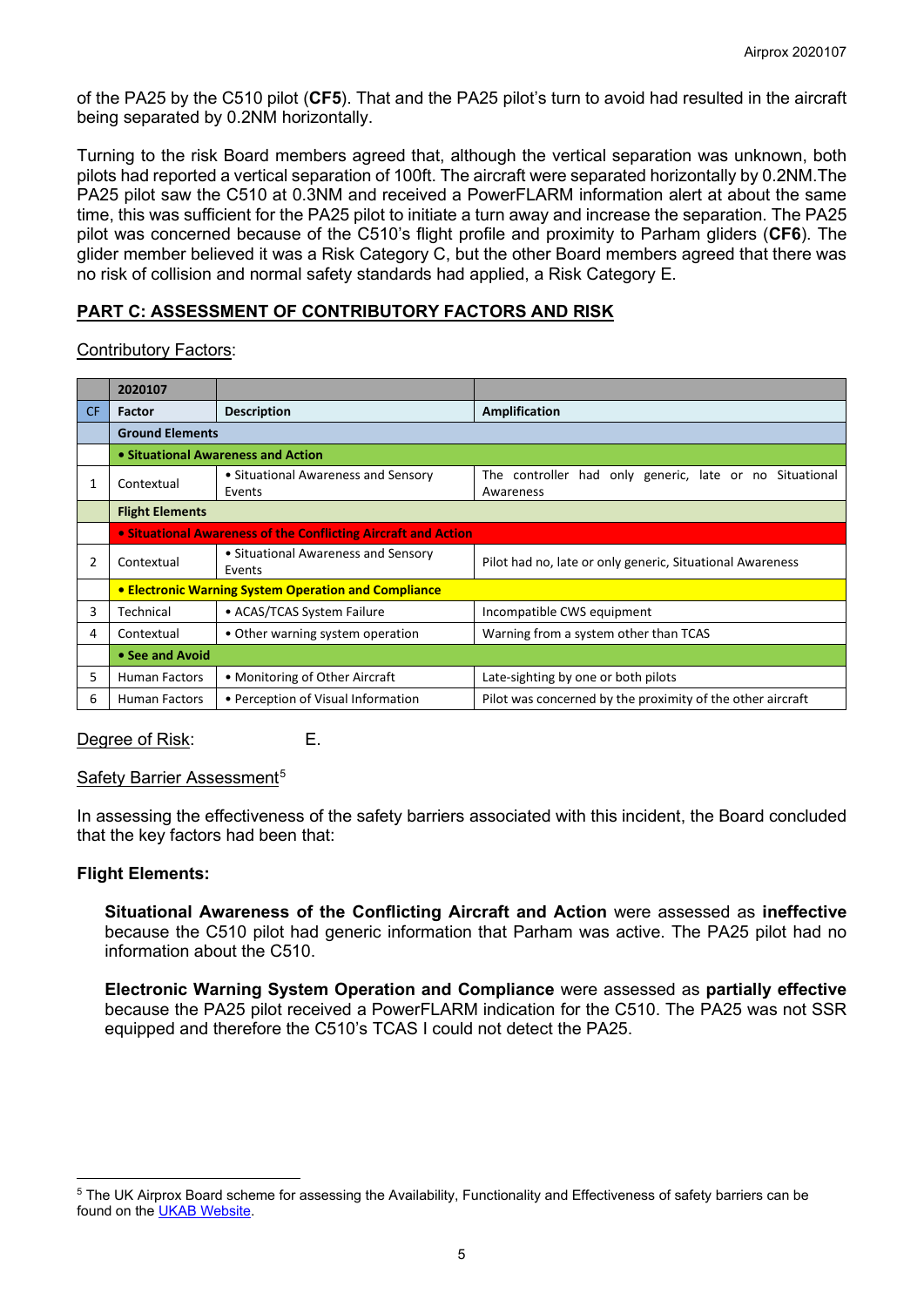of the PA25 by the C510 pilot (**CF5**). That and the PA25 pilot's turn to avoid had resulted in the aircraft being separated by 0.2NM horizontally.

Turning to the risk Board members agreed that, although the vertical separation was unknown, both pilots had reported a vertical separation of 100ft. The aircraft were separated horizontally by 0.2NM.The PA25 pilot saw the C510 at 0.3NM and received a PowerFLARM information alert at about the same time, this was sufficient for the PA25 pilot to initiate a turn away and increase the separation. The PA25 pilot was concerned because of the C510's flight profile and proximity to Parham gliders (**CF6**). The glider member believed it was a Risk Category C, but the other Board members agreed that there was no risk of collision and normal safety standards had applied, a Risk Category E.

## PART C: ASSESSMENT OF CONTRIBUTORY FACTORS AND RISK

Contributory Factors:

| | 2020107 | | |
|---|---|---|---|
| CF | Factor | Description | Amplification |
| | **Ground Elements** | | |
| | **• Situational Awareness and Action** | | |
| 1 | Contextual | • Situational Awareness and Sensory Events | The controller had only generic, late or no Situational Awareness |
| | **Flight Elements** | | |
| | **• Situational Awareness of the Conflicting Aircraft and Action** | | |
| 2 | Contextual | • Situational Awareness and Sensory Events | Pilot had no, late or only generic, Situational Awareness |
| | **• Electronic Warning System Operation and Compliance** | | |
| 3 | Technical | • ACAS/TCAS System Failure | Incompatible CWS equipment |
| 4 | Contextual | • Other warning system operation | Warning from a system other than TCAS |
| | **• See and Avoid** | | |
| 5 | Human Factors | • Monitoring of Other Aircraft | Late-sighting by one or both pilots |
| 6 | Human Factors | • Perception of Visual Information | Pilot was concerned by the proximity of the other aircraft |

Degree of Risk: E.

Safety Barrier Assessment[5]

In assessing the effectiveness of the safety barriers associated with this incident, the Board concluded that the key factors had been that:

**Flight Elements:**

**Situational Awareness of the Conflicting Aircraft and Action** were assessed as **ineffective** because the C510 pilot had generic information that Parham was active. The PA25 pilot had no information about the C510.

**Electronic Warning System Operation and Compliance** were assessed as **partially effective** because the PA25 pilot received a PowerFLARM indication for the C510. The PA25 was not SSR equipped and therefore the C510's TCAS I could not detect the PA25.

[5] The UK Airprox Board scheme for assessing the Availability, Functionality and Effectiveness of safety barriers can be found on the UKAB Website.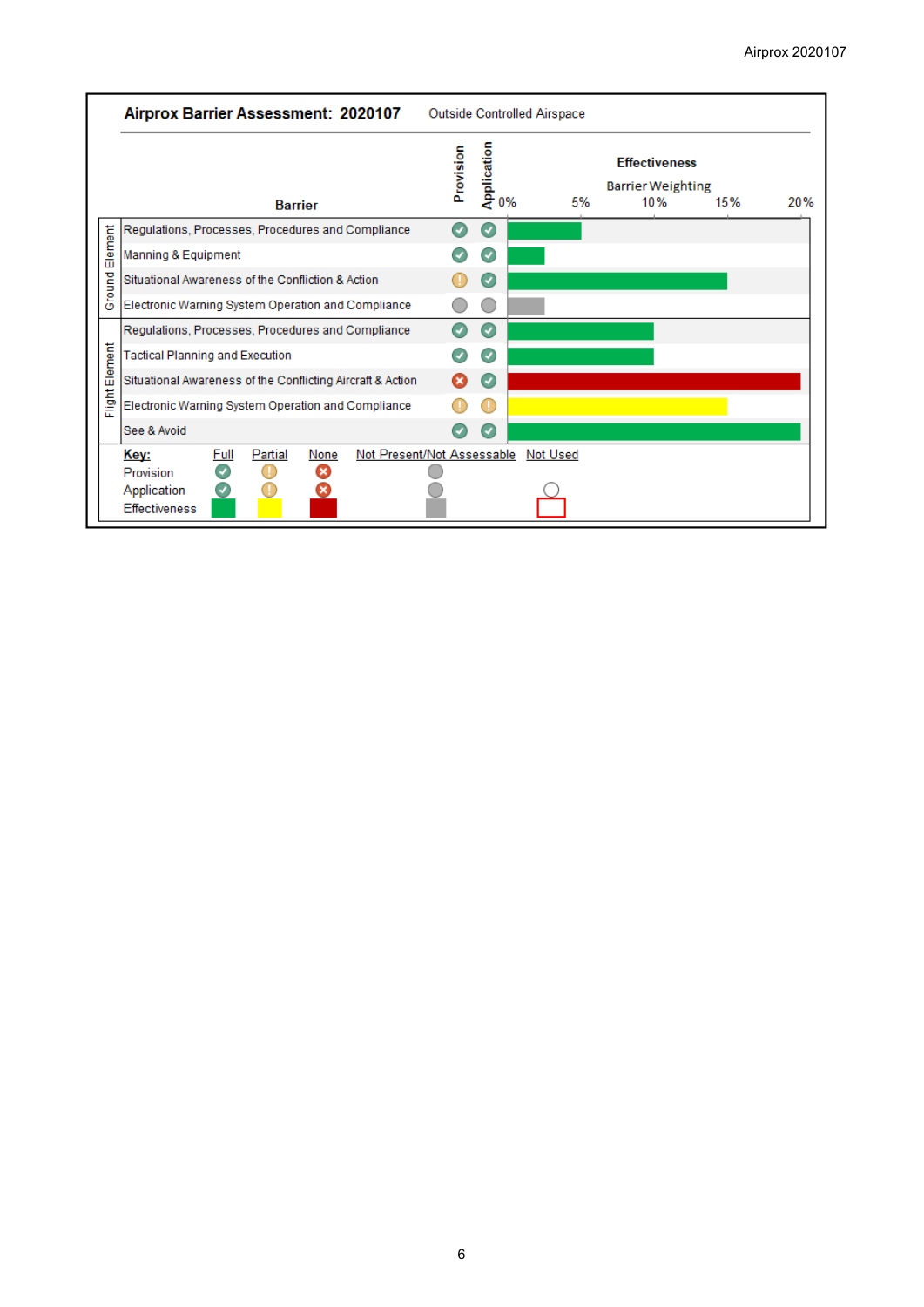**Airprox Barrier Assessment: 2020107** Outside Controlled Airspace

| Element | Barrier | Provision | Application |
|---|---|---|---|
| Ground Element | Regulations, Processes, Procedures and Compliance | Full | Full |
| | Manning & Equipment | Full | Full |
| | Situational Awareness of the Confliction & Action | Partial | Full |
| | Electronic Warning System Operation and Compliance | Not Present/Not Assessable | Not Present/Not Assessable |
| Flight Element | Regulations, Processes, Procedures and Compliance | Full | Full |
| | Tactical Planning and Execution | Full | Full |
| | Situational Awareness of the Conflicting Aircraft & Action | None | Full |
| | Electronic Warning System Operation and Compliance | Partial | Partial |
| | See & Avoid | Full | Full |

Effectiveness

Barrier Weighting

0% 5% 10% 15% 20%

**Key:** Full, Partial, None, Not Present/Not Assessable, Not Used

Provision

Application

Effectiveness